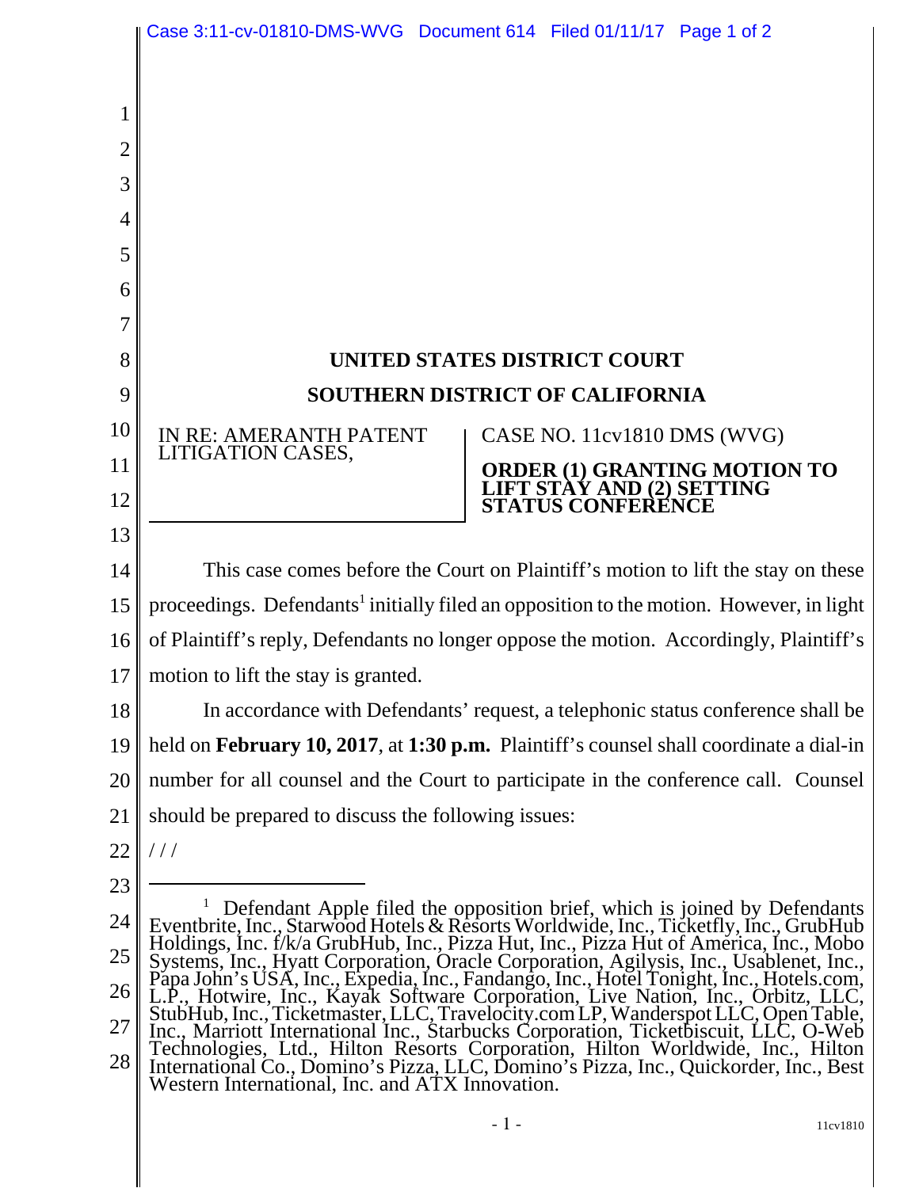# UNITED STATES DISTRICT COURT

# SOUTHERN DISTRICT OF CALIFORNIA

| IN RE: AMERANTH PATENT LITIGATION CASES, | CASE NO. 11cv1810 DMS (WVG) |
|---|---|
| | **ORDER (1) GRANTING MOTION TO LIFT STAY AND (2) SETTING STATUS CONFERENCE** |

This case comes before the Court on Plaintiff's motion to lift the stay on these proceedings. Defendants[1] initially filed an opposition to the motion. However, in light of Plaintiff's reply, Defendants no longer oppose the motion. Accordingly, Plaintiff's motion to lift the stay is granted.

In accordance with Defendants' request, a telephonic status conference shall be held on **February 10, 2017**, at **1:30 p.m.** Plaintiff's counsel shall coordinate a dial-in number for all counsel and the Court to participate in the conference call. Counsel should be prepared to discuss the following issues:

/ / /

---

[1] Defendant Apple filed the opposition brief, which is joined by Defendants Eventbrite, Inc., Starwood Hotels & Resorts Worldwide, Inc., Ticketfly, Inc., GrubHub Holdings, Inc. f/k/a GrubHub, Inc., Pizza Hut, Inc., Pizza Hut of America, Inc., Mobo Systems, Inc., Hyatt Corporation, Oracle Corporation, Agilysis, Inc., Usablenet, Inc., Papa John's USA, Inc., Expedia, Inc., Fandango, Inc., Hotel Tonight, Inc., Hotels.com, L.P., Hotwire, Inc., Kayak Software Corporation, Live Nation, Inc., Orbitz, LLC, StubHub, Inc., Ticketmaster, LLC, Travelocity.com LP, Wanderspot LLC, Open Table, Inc., Marriott International Inc., Starbucks Corporation, Ticketbiscuit, LLC, O-Web Technologies, Ltd., Hilton Resorts Corporation, Hilton Worldwide, Inc., Hilton International Co., Domino's Pizza, LLC, Domino's Pizza, Inc., Quickorder, Inc., Best Western International, Inc. and ATX Innovation.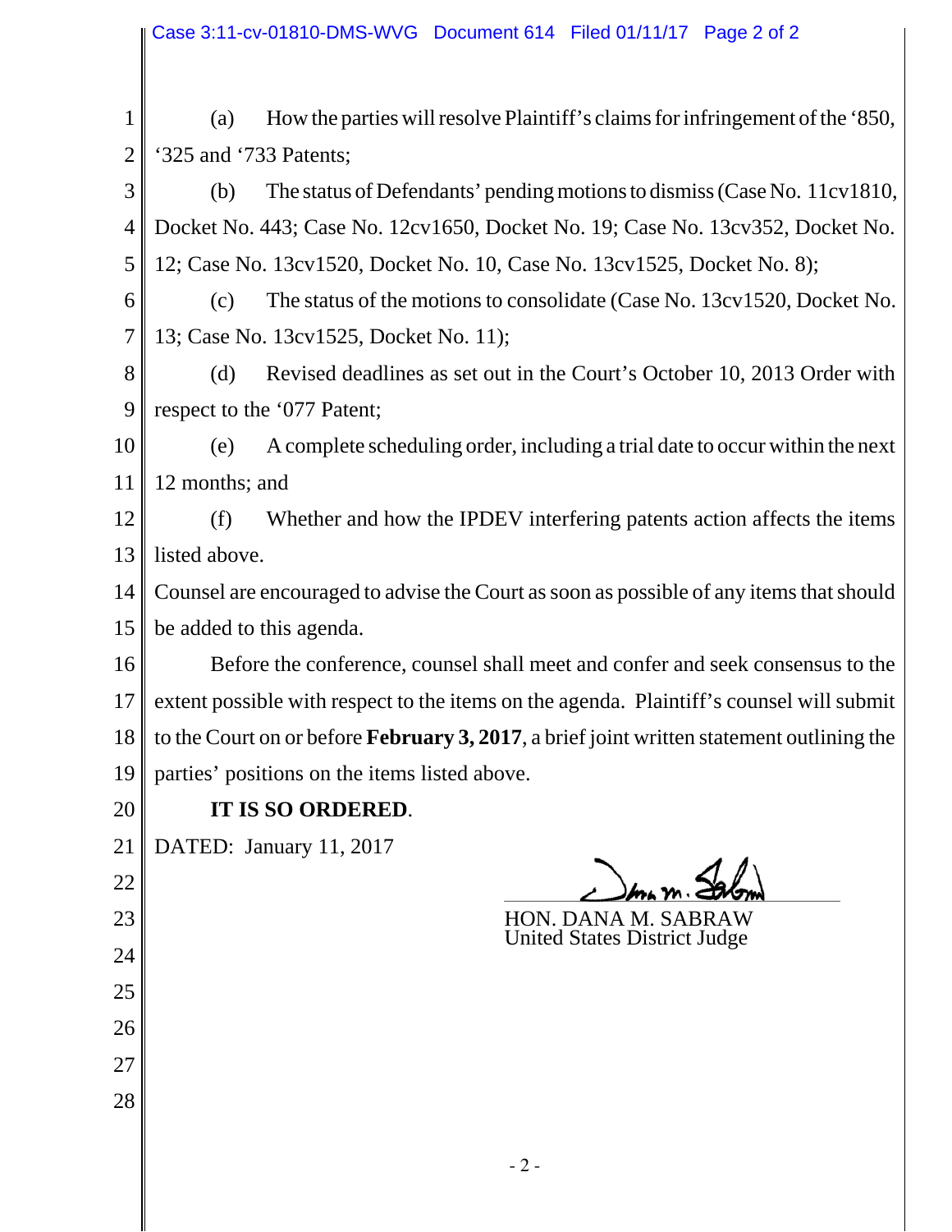(a) How the parties will resolve Plaintiff's claims for infringement of the '850, '325 and '733 Patents;

(b) The status of Defendants' pending motions to dismiss (Case No. 11cv1810, Docket No. 443; Case No. 12cv1650, Docket No. 19; Case No. 13cv352, Docket No. 12; Case No. 13cv1520, Docket No. 10, Case No. 13cv1525, Docket No. 8);

(c) The status of the motions to consolidate (Case No. 13cv1520, Docket No. 13; Case No. 13cv1525, Docket No. 11);

(d) Revised deadlines as set out in the Court's October 10, 2013 Order with respect to the '077 Patent;

(e) A complete scheduling order, including a trial date to occur within the next 12 months; and

(f) Whether and how the IPDEV interfering patents action affects the items listed above.

Counsel are encouraged to advise the Court as soon as possible of any items that should be added to this agenda.

Before the conference, counsel shall meet and confer and seek consensus to the extent possible with respect to the items on the agenda. Plaintiff's counsel will submit to the Court on or before **February 3, 2017**, a brief joint written statement outlining the parties' positions on the items listed above.

**IT IS SO ORDERED**.

DATED: January 11, 2017

HON. DANA M. SABRAW
United States District Judge